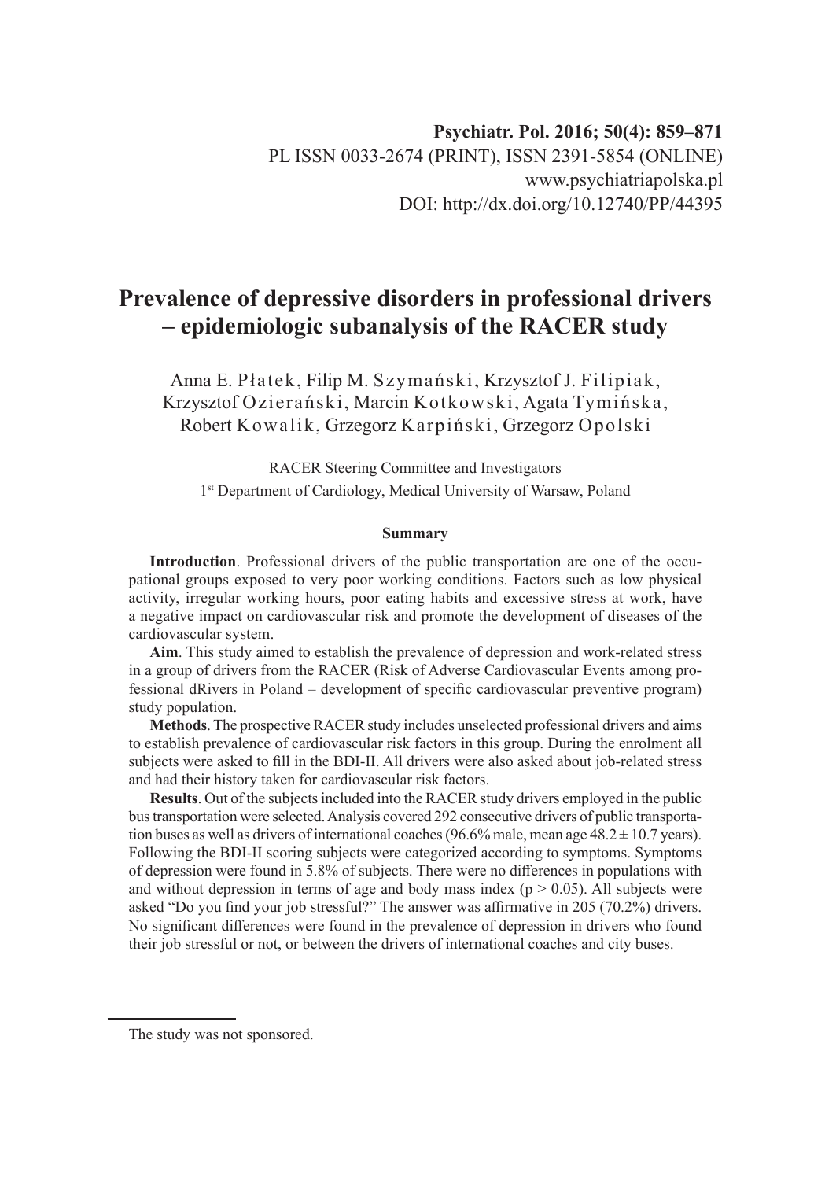Psychiatr. Pol. 2016; 50(4): 859–871
PL ISSN 0033-2674 (PRINT), ISSN 2391-5854 (ONLINE)
www.psychiatriapolska.pl
DOI: http://dx.doi.org/10.12740/PP/44395

# Prevalence of depressive disorders in professional drivers – epidemiologic subanalysis of the RACER study

Anna E. Płatek, Filip M. Szymański, Krzysztof J. Filipiak, Krzysztof Ozierański, Marcin Kotkowski, Agata Tymińska, Robert Kowalik, Grzegorz Karpiński, Grzegorz Opolski

RACER Steering Committee and Investigators
1st Department of Cardiology, Medical University of Warsaw, Poland

### Summary

**Introduction**. Professional drivers of the public transportation are one of the occupational groups exposed to very poor working conditions. Factors such as low physical activity, irregular working hours, poor eating habits and excessive stress at work, have a negative impact on cardiovascular risk and promote the development of diseases of the cardiovascular system.

**Aim**. This study aimed to establish the prevalence of depression and work-related stress in a group of drivers from the RACER (Risk of Adverse Cardiovascular Events among professional dRivers in Poland – development of specific cardiovascular preventive program) study population.

**Methods**. The prospective RACER study includes unselected professional drivers and aims to establish prevalence of cardiovascular risk factors in this group. During the enrolment all subjects were asked to fill in the BDI-II. All drivers were also asked about job-related stress and had their history taken for cardiovascular risk factors.

**Results**. Out of the subjects included into the RACER study drivers employed in the public bus transportation were selected. Analysis covered 292 consecutive drivers of public transportation buses as well as drivers of international coaches (96.6% male, mean age $48.2 \pm 10.7$ years). Following the BDI-II scoring subjects were categorized according to symptoms. Symptoms of depression were found in 5.8% of subjects. There were no differences in populations with and without depression in terms of age and body mass index ($p > 0.05$). All subjects were asked "Do you find your job stressful?" The answer was affirmative in 205 (70.2%) drivers. No significant differences were found in the prevalence of depression in drivers who found their job stressful or not, or between the drivers of international coaches and city buses.

The study was not sponsored.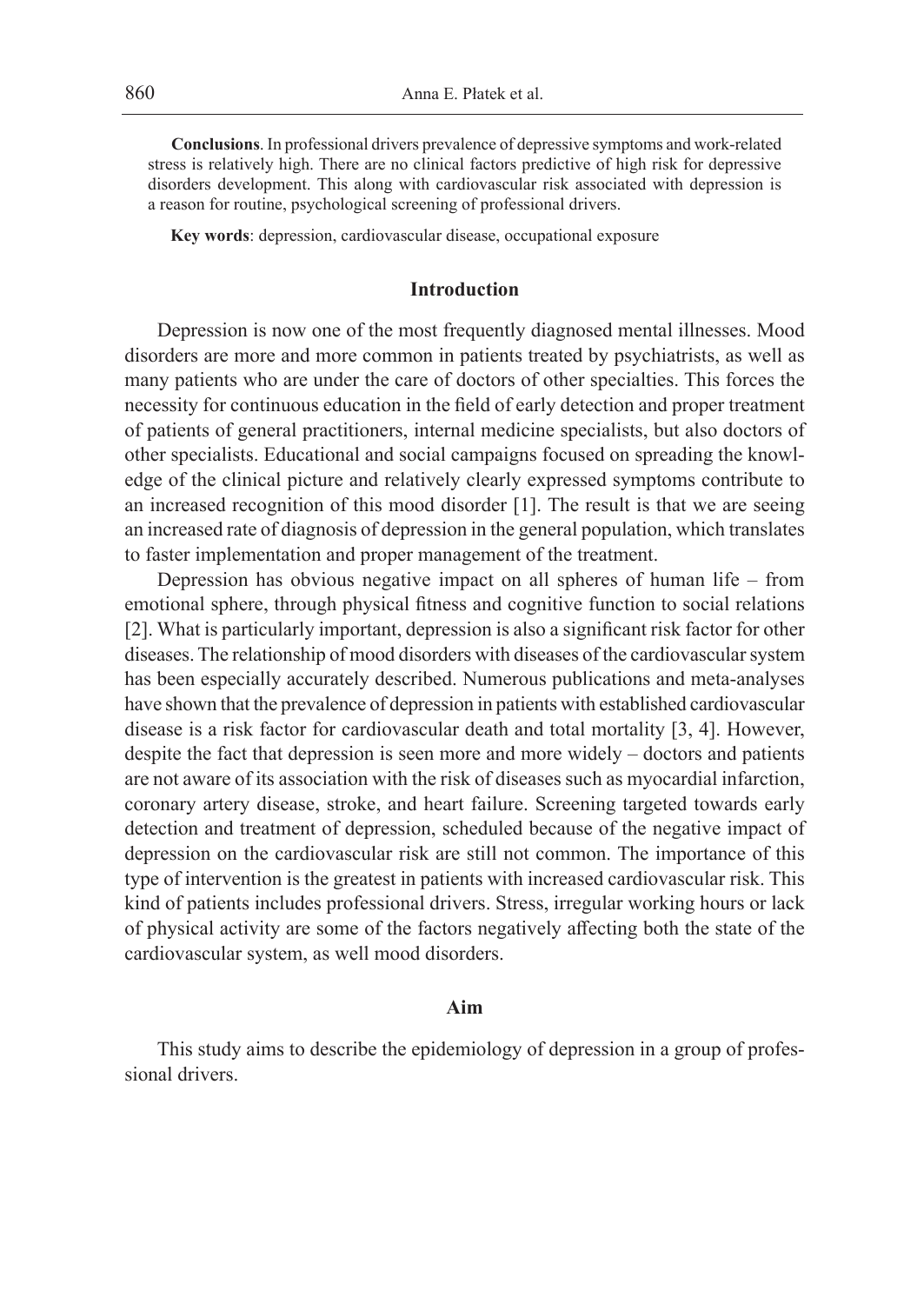**Conclusions**. In professional drivers prevalence of depressive symptoms and work-related stress is relatively high. There are no clinical factors predictive of high risk for depressive disorders development. This along with cardiovascular risk associated with depression is a reason for routine, psychological screening of professional drivers.

**Key words**: depression, cardiovascular disease, occupational exposure

## Introduction

Depression is now one of the most frequently diagnosed mental illnesses. Mood disorders are more and more common in patients treated by psychiatrists, as well as many patients who are under the care of doctors of other specialties. This forces the necessity for continuous education in the field of early detection and proper treatment of patients of general practitioners, internal medicine specialists, but also doctors of other specialists. Educational and social campaigns focused on spreading the knowledge of the clinical picture and relatively clearly expressed symptoms contribute to an increased recognition of this mood disorder [1]. The result is that we are seeing an increased rate of diagnosis of depression in the general population, which translates to faster implementation and proper management of the treatment.

Depression has obvious negative impact on all spheres of human life – from emotional sphere, through physical fitness and cognitive function to social relations [2]. What is particularly important, depression is also a significant risk factor for other diseases. The relationship of mood disorders with diseases of the cardiovascular system has been especially accurately described. Numerous publications and meta-analyses have shown that the prevalence of depression in patients with established cardiovascular disease is a risk factor for cardiovascular death and total mortality [3, 4]. However, despite the fact that depression is seen more and more widely – doctors and patients are not aware of its association with the risk of diseases such as myocardial infarction, coronary artery disease, stroke, and heart failure. Screening targeted towards early detection and treatment of depression, scheduled because of the negative impact of depression on the cardiovascular risk are still not common. The importance of this type of intervention is the greatest in patients with increased cardiovascular risk. This kind of patients includes professional drivers. Stress, irregular working hours or lack of physical activity are some of the factors negatively affecting both the state of the cardiovascular system, as well mood disorders.

## Aim

This study aims to describe the epidemiology of depression in a group of professional drivers.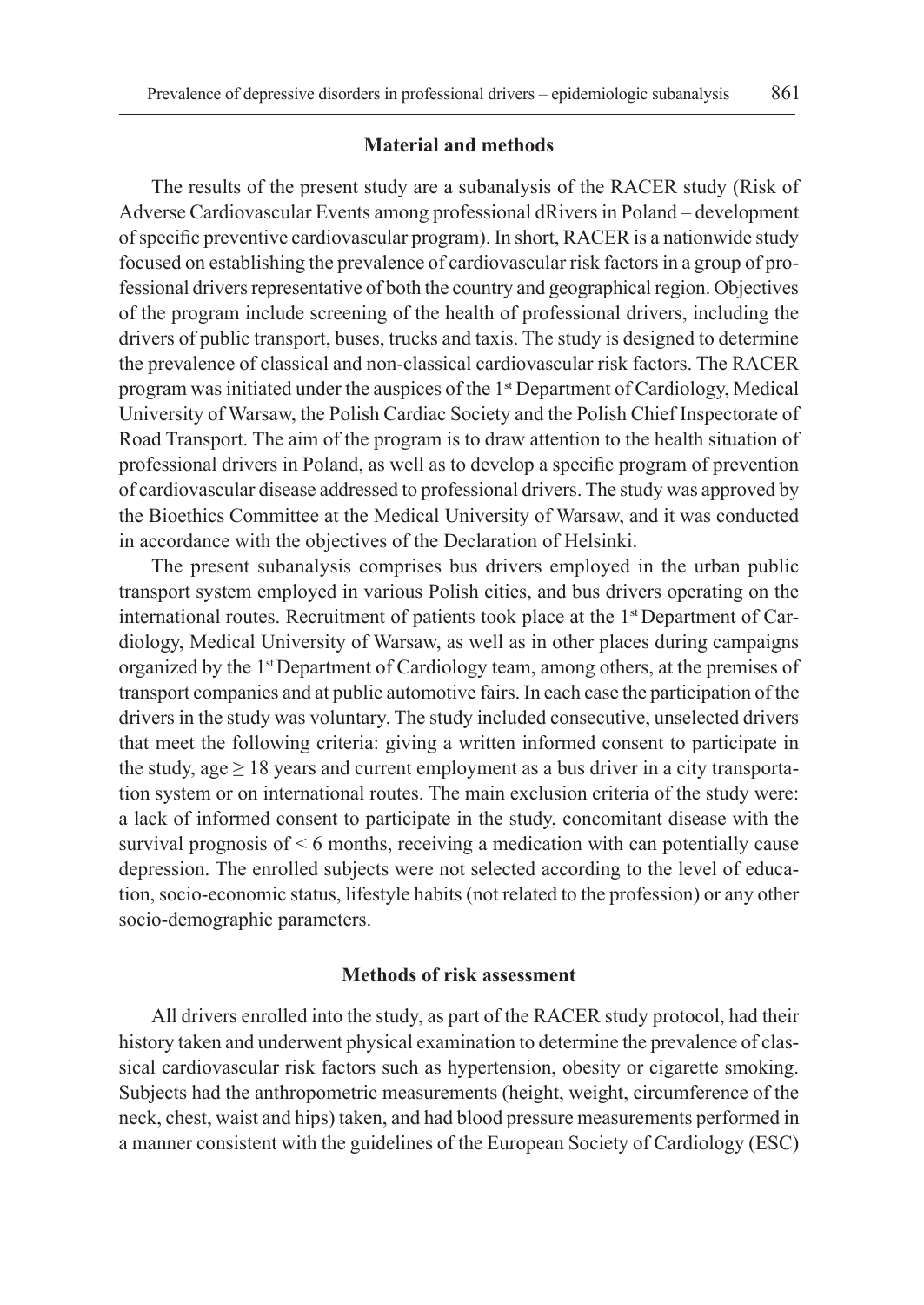## Material and methods

The results of the present study are a subanalysis of the RACER study (Risk of Adverse Cardiovascular Events among professional dRivers in Poland – development of specific preventive cardiovascular program). In short, RACER is a nationwide study focused on establishing the prevalence of cardiovascular risk factors in a group of professional drivers representative of both the country and geographical region. Objectives of the program include screening of the health of professional drivers, including the drivers of public transport, buses, trucks and taxis. The study is designed to determine the prevalence of classical and non-classical cardiovascular risk factors. The RACER program was initiated under the auspices of the 1st Department of Cardiology, Medical University of Warsaw, the Polish Cardiac Society and the Polish Chief Inspectorate of Road Transport. The aim of the program is to draw attention to the health situation of professional drivers in Poland, as well as to develop a specific program of prevention of cardiovascular disease addressed to professional drivers. The study was approved by the Bioethics Committee at the Medical University of Warsaw, and it was conducted in accordance with the objectives of the Declaration of Helsinki.

The present subanalysis comprises bus drivers employed in the urban public transport system employed in various Polish cities, and bus drivers operating on the international routes. Recruitment of patients took place at the 1st Department of Cardiology, Medical University of Warsaw, as well as in other places during campaigns organized by the 1st Department of Cardiology team, among others, at the premises of transport companies and at public automotive fairs. In each case the participation of the drivers in the study was voluntary. The study included consecutive, unselected drivers that meet the following criteria: giving a written informed consent to participate in the study, age ≥ 18 years and current employment as a bus driver in a city transportation system or on international routes. The main exclusion criteria of the study were: a lack of informed consent to participate in the study, concomitant disease with the survival prognosis of < 6 months, receiving a medication with can potentially cause depression. The enrolled subjects were not selected according to the level of education, socio-economic status, lifestyle habits (not related to the profession) or any other socio-demographic parameters.

## Methods of risk assessment

All drivers enrolled into the study, as part of the RACER study protocol, had their history taken and underwent physical examination to determine the prevalence of classical cardiovascular risk factors such as hypertension, obesity or cigarette smoking. Subjects had the anthropometric measurements (height, weight, circumference of the neck, chest, waist and hips) taken, and had blood pressure measurements performed in a manner consistent with the guidelines of the European Society of Cardiology (ESC)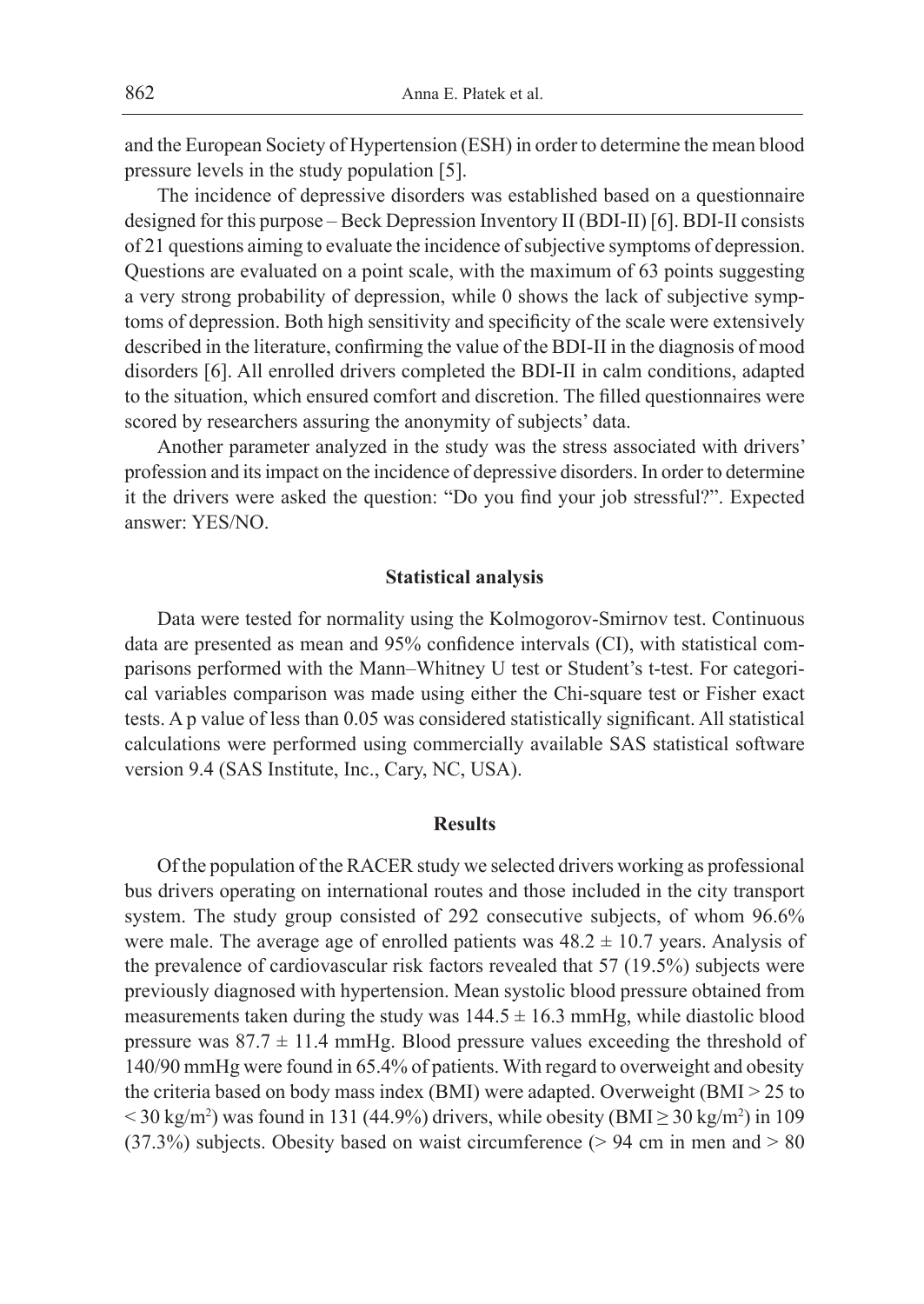and the European Society of Hypertension (ESH) in order to determine the mean blood pressure levels in the study population [5].

The incidence of depressive disorders was established based on a questionnaire designed for this purpose – Beck Depression Inventory II (BDI-II) [6]. BDI-II consists of 21 questions aiming to evaluate the incidence of subjective symptoms of depression. Questions are evaluated on a point scale, with the maximum of 63 points suggesting a very strong probability of depression, while 0 shows the lack of subjective symptoms of depression. Both high sensitivity and specificity of the scale were extensively described in the literature, confirming the value of the BDI-II in the diagnosis of mood disorders [6]. All enrolled drivers completed the BDI-II in calm conditions, adapted to the situation, which ensured comfort and discretion. The filled questionnaires were scored by researchers assuring the anonymity of subjects' data.

Another parameter analyzed in the study was the stress associated with drivers' profession and its impact on the incidence of depressive disorders. In order to determine it the drivers were asked the question: "Do you find your job stressful?". Expected answer: YES/NO.

## Statistical analysis

Data were tested for normality using the Kolmogorov-Smirnov test. Continuous data are presented as mean and 95% confidence intervals (CI), with statistical comparisons performed with the Mann–Whitney U test or Student's t-test. For categorical variables comparison was made using either the Chi-square test or Fisher exact tests. A p value of less than 0.05 was considered statistically significant. All statistical calculations were performed using commercially available SAS statistical software version 9.4 (SAS Institute, Inc., Cary, NC, USA).

## Results

Of the population of the RACER study we selected drivers working as professional bus drivers operating on international routes and those included in the city transport system. The study group consisted of 292 consecutive subjects, of whom 96.6% were male. The average age of enrolled patients was $48.2 \pm 10.7$ years. Analysis of the prevalence of cardiovascular risk factors revealed that 57 (19.5%) subjects were previously diagnosed with hypertension. Mean systolic blood pressure obtained from measurements taken during the study was $144.5 \pm 16.3$ mmHg, while diastolic blood pressure was $87.7 \pm 11.4$ mmHg. Blood pressure values exceeding the threshold of 140/90 mmHg were found in 65.4% of patients. With regard to overweight and obesity the criteria based on body mass index (BMI) were adapted. Overweight (BMI > 25 to < 30 kg/m$^2$) was found in 131 (44.9%) drivers, while obesity (BMI ≥ 30 kg/m$^2$) in 109 (37.3%) subjects. Obesity based on waist circumference (> 94 cm in men and > 80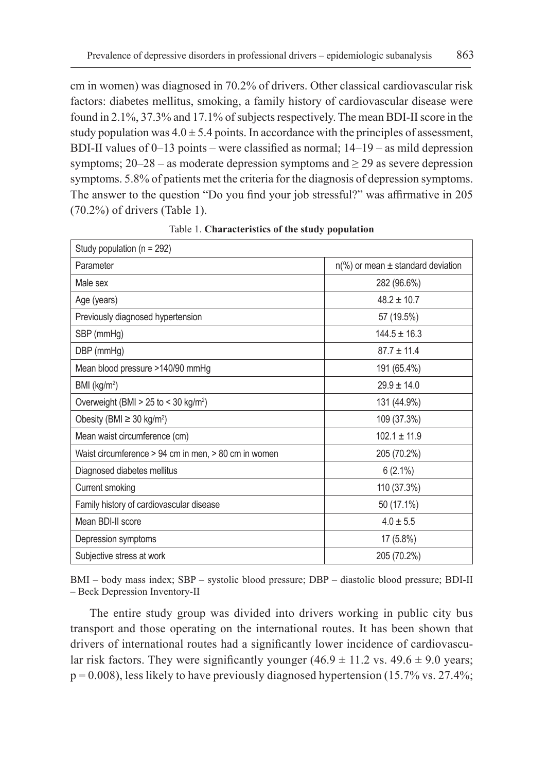cm in women) was diagnosed in 70.2% of drivers. Other classical cardiovascular risk factors: diabetes mellitus, smoking, a family history of cardiovascular disease were found in 2.1%, 37.3% and 17.1% of subjects respectively. The mean BDI-II score in the study population was $4.0 \pm 5.4$ points. In accordance with the principles of assessment, BDI-II values of 0–13 points – were classified as normal; 14–19 – as mild depression symptoms; 20–28 – as moderate depression symptoms and $\geq 29$ as severe depression symptoms. 5.8% of patients met the criteria for the diagnosis of depression symptoms. The answer to the question "Do you find your job stressful?" was affirmative in 205 (70.2%) of drivers (Table 1).

Table 1. **Characteristics of the study population**

| Study population (n = 292) | |
|---|---|
| Parameter | n(%) or mean ± standard deviation |
| Male sex | 282 (96.6%) |
| Age (years) | 48.2 ± 10.7 |
| Previously diagnosed hypertension | 57 (19.5%) |
| SBP (mmHg) | 144.5 ± 16.3 |
| DBP (mmHg) | 87.7 ± 11.4 |
| Mean blood pressure >140/90 mmHg | 191 (65.4%) |
| BMI (kg/m$^2$) | 29.9 ± 14.0 |
| Overweight (BMI > 25 to < 30 kg/m$^2$) | 131 (44.9%) |
| Obesity (BMI ≥ 30 kg/m$^2$) | 109 (37.3%) |
| Mean waist circumference (cm) | 102.1 ± 11.9 |
| Waist circumference > 94 cm in men, > 80 cm in women | 205 (70.2%) |
| Diagnosed diabetes mellitus | 6 (2.1%) |
| Current smoking | 110 (37.3%) |
| Family history of cardiovascular disease | 50 (17.1%) |
| Mean BDI-II score | 4.0 ± 5.5 |
| Depression symptoms | 17 (5.8%) |
| Subjective stress at work | 205 (70.2%) |

BMI – body mass index; SBP – systolic blood pressure; DBP – diastolic blood pressure; BDI-II – Beck Depression Inventory-II

The entire study group was divided into drivers working in public city bus transport and those operating on the international routes. It has been shown that drivers of international routes had a significantly lower incidence of cardiovascular risk factors. They were significantly younger ($46.9 \pm 11.2$ vs. $49.6 \pm 9.0$ years; $p = 0.008$), less likely to have previously diagnosed hypertension (15.7% vs. 27.4%;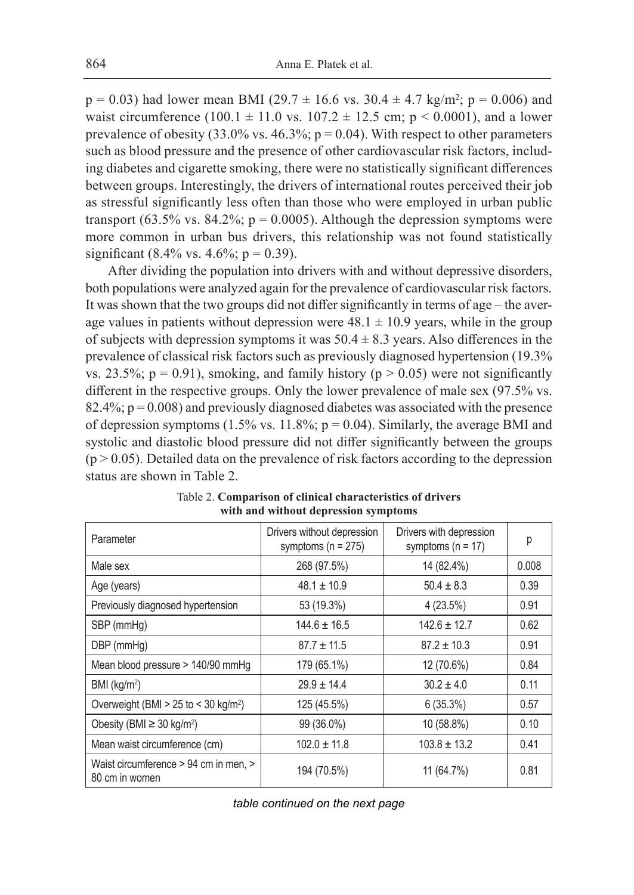p = 0.03) had lower mean BMI (29.7 ± 16.6 vs. 30.4 ± 4.7 kg/m$^2$; p = 0.006) and waist circumference (100.1 ± 11.0 vs. 107.2 ± 12.5 cm; p < 0.0001), and a lower prevalence of obesity (33.0% vs. 46.3%; p = 0.04). With respect to other parameters such as blood pressure and the presence of other cardiovascular risk factors, including diabetes and cigarette smoking, there were no statistically significant differences between groups. Interestingly, the drivers of international routes perceived their job as stressful significantly less often than those who were employed in urban public transport (63.5% vs. 84.2%; p = 0.0005). Although the depression symptoms were more common in urban bus drivers, this relationship was not found statistically significant (8.4% vs. 4.6%; p = 0.39).

After dividing the population into drivers with and without depressive disorders, both populations were analyzed again for the prevalence of cardiovascular risk factors. It was shown that the two groups did not differ significantly in terms of age – the average values in patients without depression were 48.1 ± 10.9 years, while in the group of subjects with depression symptoms it was 50.4 ± 8.3 years. Also differences in the prevalence of classical risk factors such as previously diagnosed hypertension (19.3% vs. 23.5%; p = 0.91), smoking, and family history (p > 0.05) were not significantly different in the respective groups. Only the lower prevalence of male sex (97.5% vs. 82.4%; p = 0.008) and previously diagnosed diabetes was associated with the presence of depression symptoms (1.5% vs. 11.8%; p = 0.04). Similarly, the average BMI and systolic and diastolic blood pressure did not differ significantly between the groups (p > 0.05). Detailed data on the prevalence of risk factors according to the depression status are shown in Table 2.

Table 2. **Comparison of clinical characteristics of drivers with and without depression symptoms**

| Parameter | Drivers without depression symptoms (n = 275) | Drivers with depression symptoms (n = 17) | p |
|---|---|---|---|
| Male sex | 268 (97.5%) | 14 (82.4%) | 0.008 |
| Age (years) | 48.1 ± 10.9 | 50.4 ± 8.3 | 0.39 |
| Previously diagnosed hypertension | 53 (19.3%) | 4 (23.5%) | 0.91 |
| SBP (mmHg) | 144.6 ± 16.5 | 142.6 ± 12.7 | 0.62 |
| DBP (mmHg) | 87.7 ± 11.5 | 87.2 ± 10.3 | 0.91 |
| Mean blood pressure > 140/90 mmHg | 179 (65.1%) | 12 (70.6%) | 0.84 |
| BMI (kg/m$^2$) | 29.9 ± 14.4 | 30.2 ± 4.0 | 0.11 |
| Overweight (BMI > 25 to < 30 kg/m$^2$) | 125 (45.5%) | 6 (35.3%) | 0.57 |
| Obesity (BMI ≥ 30 kg/m$^2$) | 99 (36.0%) | 10 (58.8%) | 0.10 |
| Mean waist circumference (cm) | 102.0 ± 11.8 | 103.8 ± 13.2 | 0.41 |
| Waist circumference > 94 cm in men, > 80 cm in women | 194 (70.5%) | 11 (64.7%) | 0.81 |

*table continued on the next page*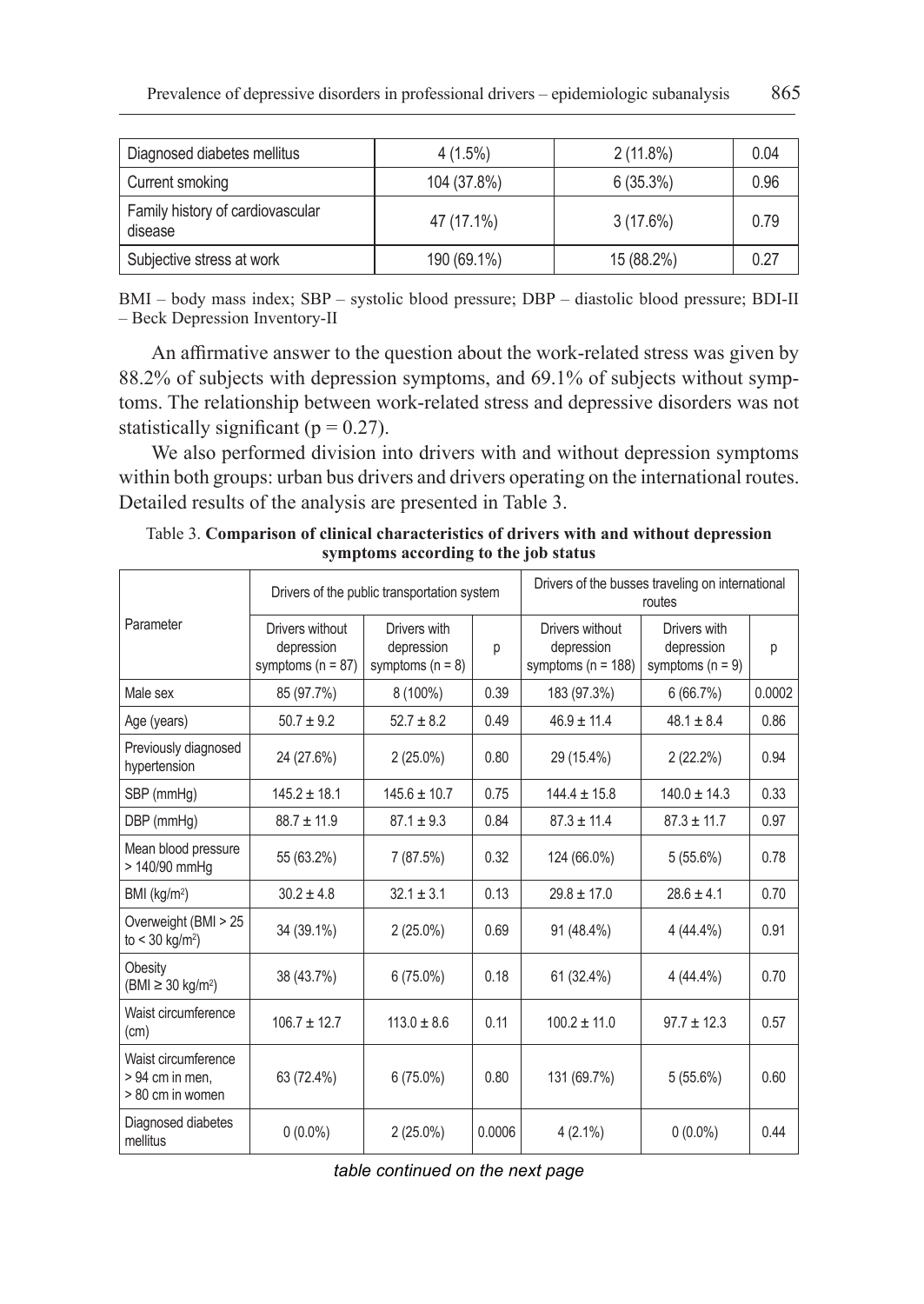| | | | |
|---|---|---|---|
| Diagnosed diabetes mellitus | 4 (1.5%) | 2 (11.8%) | 0.04 |
| Current smoking | 104 (37.8%) | 6 (35.3%) | 0.96 |
| Family history of cardiovascular disease | 47 (17.1%) | 3 (17.6%) | 0.79 |
| Subjective stress at work | 190 (69.1%) | 15 (88.2%) | 0.27 |

BMI – body mass index; SBP – systolic blood pressure; DBP – diastolic blood pressure; BDI-II – Beck Depression Inventory-II

An affirmative answer to the question about the work-related stress was given by 88.2% of subjects with depression symptoms, and 69.1% of subjects without symptoms. The relationship between work-related stress and depressive disorders was not statistically significant (p = 0.27).

We also performed division into drivers with and without depression symptoms within both groups: urban bus drivers and drivers operating on the international routes. Detailed results of the analysis are presented in Table 3.

Table 3. **Comparison of clinical characteristics of drivers with and without depression symptoms according to the job status**

| Parameter | Drivers of the public transportation system | | | Drivers of the busses traveling on international routes | | |
|---|---|---|---|---|---|---|
| | Drivers without depression symptoms (n = 87) | Drivers with depression symptoms (n = 8) | p | Drivers without depression symptoms (n = 188) | Drivers with depression symptoms (n = 9) | p |
| Male sex | 85 (97.7%) | 8 (100%) | 0.39 | 183 (97.3%) | 6 (66.7%) | 0.0002 |
| Age (years) | 50.7 ± 9.2 | 52.7 ± 8.2 | 0.49 | 46.9 ± 11.4 | 48.1 ± 8.4 | 0.86 |
| Previously diagnosed hypertension | 24 (27.6%) | 2 (25.0%) | 0.80 | 29 (15.4%) | 2 (22.2%) | 0.94 |
| SBP (mmHg) | 145.2 ± 18.1 | 145.6 ± 10.7 | 0.75 | 144.4 ± 15.8 | 140.0 ± 14.3 | 0.33 |
| DBP (mmHg) | 88.7 ± 11.9 | 87.1 ± 9.3 | 0.84 | 87.3 ± 11.4 | 87.3 ± 11.7 | 0.97 |
| Mean blood pressure > 140/90 mmHg | 55 (63.2%) | 7 (87.5%) | 0.32 | 124 (66.0%) | 5 (55.6%) | 0.78 |
| BMI (kg/m$^2$) | 30.2 ± 4.8 | 32.1 ± 3.1 | 0.13 | 29.8 ± 17.0 | 28.6 ± 4.1 | 0.70 |
| Overweight (BMI > 25 to < 30 kg/m$^2$) | 34 (39.1%) | 2 (25.0%) | 0.69 | 91 (48.4%) | 4 (44.4%) | 0.91 |
| Obesity (BMI ≥ 30 kg/m$^2$) | 38 (43.7%) | 6 (75.0%) | 0.18 | 61 (32.4%) | 4 (44.4%) | 0.70 |
| Waist circumference (cm) | 106.7 ± 12.7 | 113.0 ± 8.6 | 0.11 | 100.2 ± 11.0 | 97.7 ± 12.3 | 0.57 |
| Waist circumference > 94 cm in men, > 80 cm in women | 63 (72.4%) | 6 (75.0%) | 0.80 | 131 (69.7%) | 5 (55.6%) | 0.60 |
| Diagnosed diabetes mellitus | 0 (0.0%) | 2 (25.0%) | 0.0006 | 4 (2.1%) | 0 (0.0%) | 0.44 |

*table continued on the next page*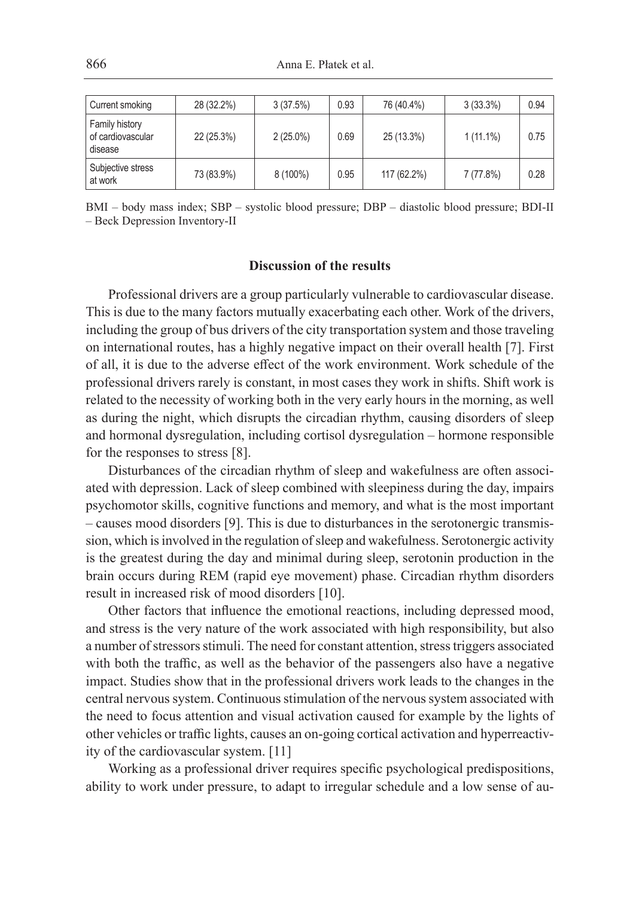| | | | | | | |
|---|---|---|---|---|---|---|
| Current smoking | 28 (32.2%) | 3 (37.5%) | 0.93 | 76 (40.4%) | 3 (33.3%) | 0.94 |
| Family history of cardiovascular disease | 22 (25.3%) | 2 (25.0%) | 0.69 | 25 (13.3%) | 1 (11.1%) | 0.75 |
| Subjective stress at work | 73 (83.9%) | 8 (100%) | 0.95 | 117 (62.2%) | 7 (77.8%) | 0.28 |

BMI – body mass index; SBP – systolic blood pressure; DBP – diastolic blood pressure; BDI-II – Beck Depression Inventory-II

## Discussion of the results

Professional drivers are a group particularly vulnerable to cardiovascular disease. This is due to the many factors mutually exacerbating each other. Work of the drivers, including the group of bus drivers of the city transportation system and those traveling on international routes, has a highly negative impact on their overall health [7]. First of all, it is due to the adverse effect of the work environment. Work schedule of the professional drivers rarely is constant, in most cases they work in shifts. Shift work is related to the necessity of working both in the very early hours in the morning, as well as during the night, which disrupts the circadian rhythm, causing disorders of sleep and hormonal dysregulation, including cortisol dysregulation – hormone responsible for the responses to stress [8].

Disturbances of the circadian rhythm of sleep and wakefulness are often associated with depression. Lack of sleep combined with sleepiness during the day, impairs psychomotor skills, cognitive functions and memory, and what is the most important – causes mood disorders [9]. This is due to disturbances in the serotonergic transmission, which is involved in the regulation of sleep and wakefulness. Serotonergic activity is the greatest during the day and minimal during sleep, serotonin production in the brain occurs during REM (rapid eye movement) phase. Circadian rhythm disorders result in increased risk of mood disorders [10].

Other factors that influence the emotional reactions, including depressed mood, and stress is the very nature of the work associated with high responsibility, but also a number of stressors stimuli. The need for constant attention, stress triggers associated with both the traffic, as well as the behavior of the passengers also have a negative impact. Studies show that in the professional drivers work leads to the changes in the central nervous system. Continuous stimulation of the nervous system associated with the need to focus attention and visual activation caused for example by the lights of other vehicles or traffic lights, causes an on-going cortical activation and hyperreactivity of the cardiovascular system. [11]

Working as a professional driver requires specific psychological predispositions, ability to work under pressure, to adapt to irregular schedule and a low sense of au-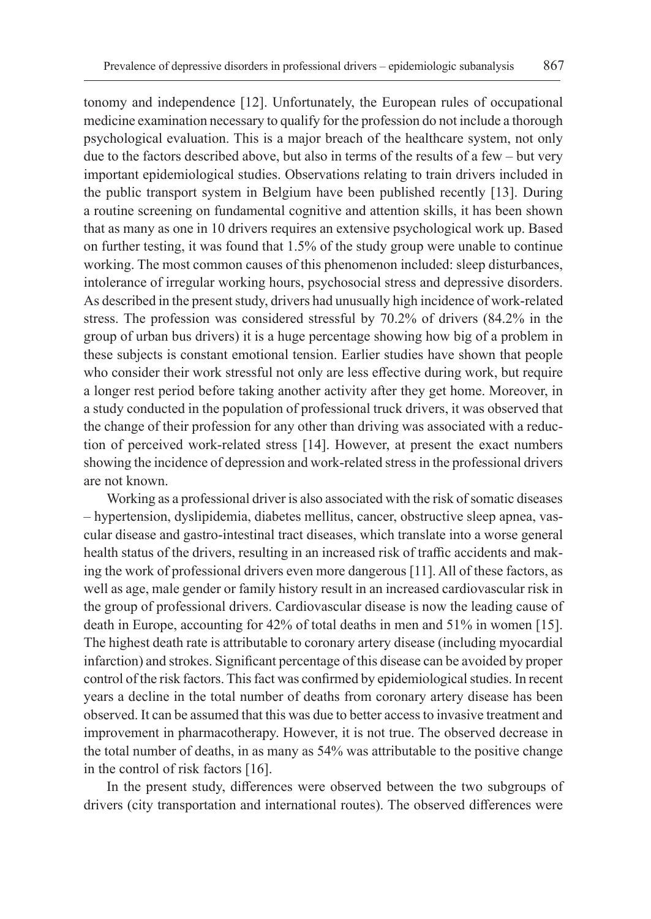tonomy and independence [12]. Unfortunately, the European rules of occupational medicine examination necessary to qualify for the profession do not include a thorough psychological evaluation. This is a major breach of the healthcare system, not only due to the factors described above, but also in terms of the results of a few – but very important epidemiological studies. Observations relating to train drivers included in the public transport system in Belgium have been published recently [13]. During a routine screening on fundamental cognitive and attention skills, it has been shown that as many as one in 10 drivers requires an extensive psychological work up. Based on further testing, it was found that 1.5% of the study group were unable to continue working. The most common causes of this phenomenon included: sleep disturbances, intolerance of irregular working hours, psychosocial stress and depressive disorders. As described in the present study, drivers had unusually high incidence of work-related stress. The profession was considered stressful by 70.2% of drivers (84.2% in the group of urban bus drivers) it is a huge percentage showing how big of a problem in these subjects is constant emotional tension. Earlier studies have shown that people who consider their work stressful not only are less effective during work, but require a longer rest period before taking another activity after they get home. Moreover, in a study conducted in the population of professional truck drivers, it was observed that the change of their profession for any other than driving was associated with a reduction of perceived work-related stress [14]. However, at present the exact numbers showing the incidence of depression and work-related stress in the professional drivers are not known.

Working as a professional driver is also associated with the risk of somatic diseases – hypertension, dyslipidemia, diabetes mellitus, cancer, obstructive sleep apnea, vascular disease and gastro-intestinal tract diseases, which translate into a worse general health status of the drivers, resulting in an increased risk of traffic accidents and making the work of professional drivers even more dangerous [11]. All of these factors, as well as age, male gender or family history result in an increased cardiovascular risk in the group of professional drivers. Cardiovascular disease is now the leading cause of death in Europe, accounting for 42% of total deaths in men and 51% in women [15]. The highest death rate is attributable to coronary artery disease (including myocardial infarction) and strokes. Significant percentage of this disease can be avoided by proper control of the risk factors. This fact was confirmed by epidemiological studies. In recent years a decline in the total number of deaths from coronary artery disease has been observed. It can be assumed that this was due to better access to invasive treatment and improvement in pharmacotherapy. However, it is not true. The observed decrease in the total number of deaths, in as many as 54% was attributable to the positive change in the control of risk factors [16].

In the present study, differences were observed between the two subgroups of drivers (city transportation and international routes). The observed differences were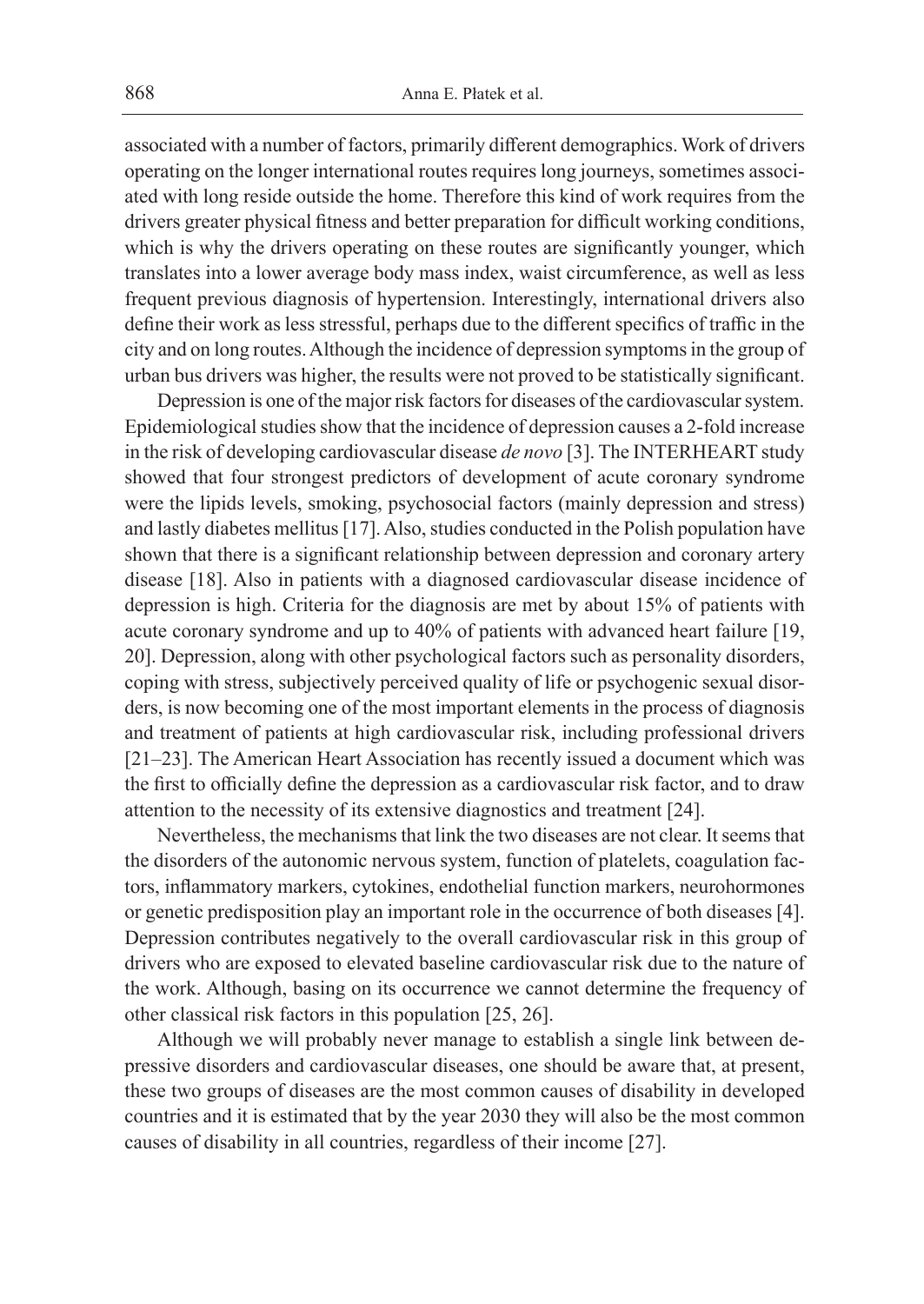associated with a number of factors, primarily different demographics. Work of drivers operating on the longer international routes requires long journeys, sometimes associated with long reside outside the home. Therefore this kind of work requires from the drivers greater physical fitness and better preparation for difficult working conditions, which is why the drivers operating on these routes are significantly younger, which translates into a lower average body mass index, waist circumference, as well as less frequent previous diagnosis of hypertension. Interestingly, international drivers also define their work as less stressful, perhaps due to the different specifics of traffic in the city and on long routes. Although the incidence of depression symptoms in the group of urban bus drivers was higher, the results were not proved to be statistically significant.

Depression is one of the major risk factors for diseases of the cardiovascular system. Epidemiological studies show that the incidence of depression causes a 2-fold increase in the risk of developing cardiovascular disease *de novo* [3]. The INTERHEART study showed that four strongest predictors of development of acute coronary syndrome were the lipids levels, smoking, psychosocial factors (mainly depression and stress) and lastly diabetes mellitus [17]. Also, studies conducted in the Polish population have shown that there is a significant relationship between depression and coronary artery disease [18]. Also in patients with a diagnosed cardiovascular disease incidence of depression is high. Criteria for the diagnosis are met by about 15% of patients with acute coronary syndrome and up to 40% of patients with advanced heart failure [19, 20]. Depression, along with other psychological factors such as personality disorders, coping with stress, subjectively perceived quality of life or psychogenic sexual disorders, is now becoming one of the most important elements in the process of diagnosis and treatment of patients at high cardiovascular risk, including professional drivers [21–23]. The American Heart Association has recently issued a document which was the first to officially define the depression as a cardiovascular risk factor, and to draw attention to the necessity of its extensive diagnostics and treatment [24].

Nevertheless, the mechanisms that link the two diseases are not clear. It seems that the disorders of the autonomic nervous system, function of platelets, coagulation factors, inflammatory markers, cytokines, endothelial function markers, neurohormones or genetic predisposition play an important role in the occurrence of both diseases [4]. Depression contributes negatively to the overall cardiovascular risk in this group of drivers who are exposed to elevated baseline cardiovascular risk due to the nature of the work. Although, basing on its occurrence we cannot determine the frequency of other classical risk factors in this population [25, 26].

Although we will probably never manage to establish a single link between depressive disorders and cardiovascular diseases, one should be aware that, at present, these two groups of diseases are the most common causes of disability in developed countries and it is estimated that by the year 2030 they will also be the most common causes of disability in all countries, regardless of their income [27].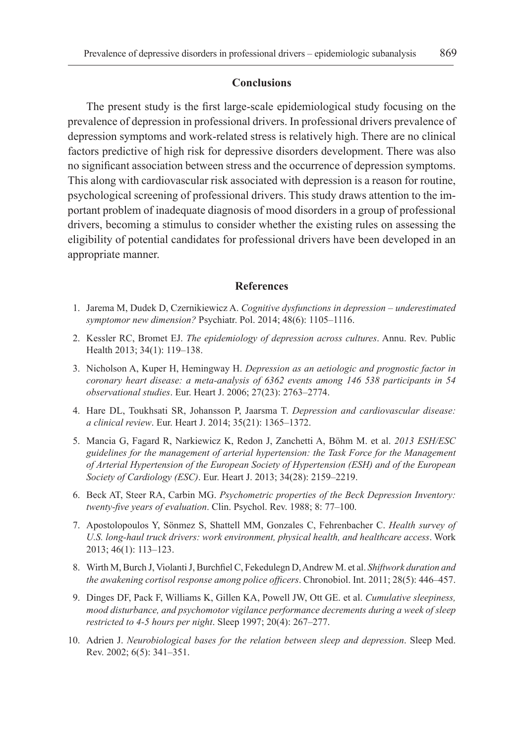## Conclusions

The present study is the first large-scale epidemiological study focusing on the prevalence of depression in professional drivers. In professional drivers prevalence of depression symptoms and work-related stress is relatively high. There are no clinical factors predictive of high risk for depressive disorders development. There was also no significant association between stress and the occurrence of depression symptoms. This along with cardiovascular risk associated with depression is a reason for routine, psychological screening of professional drivers. This study draws attention to the important problem of inadequate diagnosis of mood disorders in a group of professional drivers, becoming a stimulus to consider whether the existing rules on assessing the eligibility of potential candidates for professional drivers have been developed in an appropriate manner.

## References

1. Jarema M, Dudek D, Czernikiewicz A. *Cognitive dysfunctions in depression – underestimated symptomor new dimension?* Psychiatr. Pol. 2014; 48(6): 1105–1116.
2. Kessler RC, Bromet EJ. *The epidemiology of depression across cultures*. Annu. Rev. Public Health 2013; 34(1): 119–138.
3. Nicholson A, Kuper H, Hemingway H. *Depression as an aetiologic and prognostic factor in coronary heart disease: a meta-analysis of 6362 events among 146 538 participants in 54 observational studies*. Eur. Heart J. 2006; 27(23): 2763–2774.
4. Hare DL, Toukhsati SR, Johansson P, Jaarsma T. *Depression and cardiovascular disease: a clinical review*. Eur. Heart J. 2014; 35(21): 1365–1372.
5. Mancia G, Fagard R, Narkiewicz K, Redon J, Zanchetti A, Böhm M. et al. *2013 ESH/ESC guidelines for the management of arterial hypertension: the Task Force for the Management of Arterial Hypertension of the European Society of Hypertension (ESH) and of the European Society of Cardiology (ESC)*. Eur. Heart J. 2013; 34(28): 2159–2219.
6. Beck AT, Steer RA, Carbin MG. *Psychometric properties of the Beck Depression Inventory: twenty-five years of evaluation*. Clin. Psychol. Rev. 1988; 8: 77–100.
7. Apostolopoulos Y, Sönmez S, Shattell MM, Gonzales C, Fehrenbacher C. *Health survey of U.S. long-haul truck drivers: work environment, physical health, and healthcare access*. Work 2013; 46(1): 113–123.
8. Wirth M, Burch J, Violanti J, Burchfiel C, Fekedulegn D, Andrew M. et al. *Shiftwork duration and the awakening cortisol response among police officers*. Chronobiol. Int. 2011; 28(5): 446–457.
9. Dinges DF, Pack F, Williams K, Gillen KA, Powell JW, Ott GE. et al. *Cumulative sleepiness, mood disturbance, and psychomotor vigilance performance decrements during a week of sleep restricted to 4-5 hours per night*. Sleep 1997; 20(4): 267–277.
10. Adrien J. *Neurobiological bases for the relation between sleep and depression*. Sleep Med. Rev. 2002; 6(5): 341–351.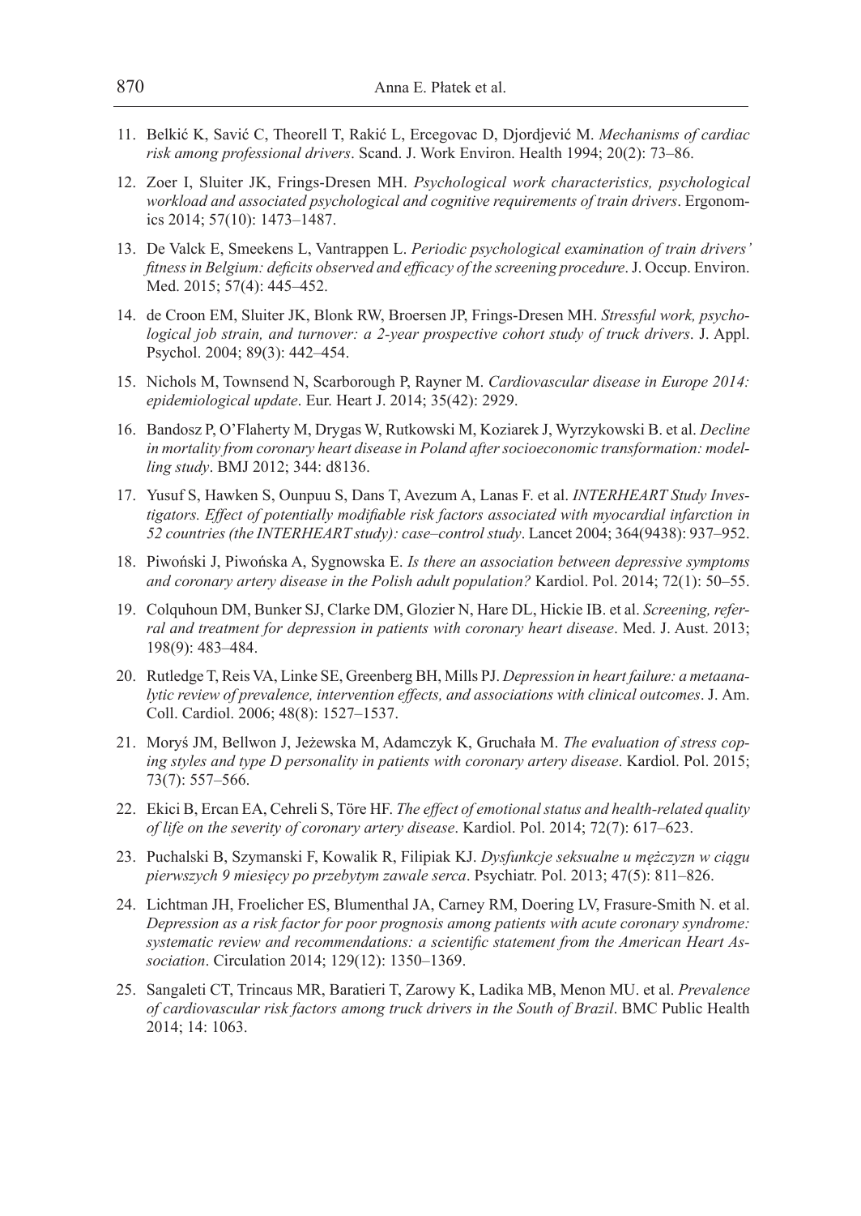11. Belkić K, Savić C, Theorell T, Rakić L, Ercegovac D, Djordjević M. *Mechanisms of cardiac risk among professional drivers*. Scand. J. Work Environ. Health 1994; 20(2): 73–86.

12. Zoer I, Sluiter JK, Frings-Dresen MH. *Psychological work characteristics, psychological workload and associated psychological and cognitive requirements of train drivers*. Ergonomics 2014; 57(10): 1473–1487.

13. De Valck E, Smeekens L, Vantrappen L. *Periodic psychological examination of train drivers' fitness in Belgium: deficits observed and efficacy of the screening procedure*. J. Occup. Environ. Med. 2015; 57(4): 445–452.

14. de Croon EM, Sluiter JK, Blonk RW, Broersen JP, Frings-Dresen MH. *Stressful work, psychological job strain, and turnover: a 2-year prospective cohort study of truck drivers*. J. Appl. Psychol. 2004; 89(3): 442–454.

15. Nichols M, Townsend N, Scarborough P, Rayner M. *Cardiovascular disease in Europe 2014: epidemiological update*. Eur. Heart J. 2014; 35(42): 2929.

16. Bandosz P, O'Flaherty M, Drygas W, Rutkowski M, Koziarek J, Wyrzykowski B. et al. *Decline in mortality from coronary heart disease in Poland after socioeconomic transformation: modelling study*. BMJ 2012; 344: d8136.

17. Yusuf S, Hawken S, Ounpuu S, Dans T, Avezum A, Lanas F. et al. *INTERHEART Study Investigators. Effect of potentially modifiable risk factors associated with myocardial infarction in 52 countries (the INTERHEART study): case–control study*. Lancet 2004; 364(9438): 937–952.

18. Piwoński J, Piwońska A, Sygnowska E. *Is there an association between depressive symptoms and coronary artery disease in the Polish adult population?* Kardiol. Pol. 2014; 72(1): 50–55.

19. Colquhoun DM, Bunker SJ, Clarke DM, Glozier N, Hare DL, Hickie IB. et al. *Screening, referral and treatment for depression in patients with coronary heart disease*. Med. J. Aust. 2013; 198(9): 483–484.

20. Rutledge T, Reis VA, Linke SE, Greenberg BH, Mills PJ. *Depression in heart failure: a metaanalytic review of prevalence, intervention effects, and associations with clinical outcomes*. J. Am. Coll. Cardiol. 2006; 48(8): 1527–1537.

21. Moryś JM, Bellwon J, Jeżewska M, Adamczyk K, Gruchała M. *The evaluation of stress coping styles and type D personality in patients with coronary artery disease*. Kardiol. Pol. 2015; 73(7): 557–566.

22. Ekici B, Ercan EA, Cehreli S, Töre HF. *The effect of emotional status and health-related quality of life on the severity of coronary artery disease*. Kardiol. Pol. 2014; 72(7): 617–623.

23. Puchalski B, Szymanski F, Kowalik R, Filipiak KJ. *Dysfunkcje seksualne u mężczyzn w ciągu pierwszych 9 miesięcy po przebytym zawale serca*. Psychiatr. Pol. 2013; 47(5): 811–826.

24. Lichtman JH, Froelicher ES, Blumenthal JA, Carney RM, Doering LV, Frasure-Smith N. et al. *Depression as a risk factor for poor prognosis among patients with acute coronary syndrome: systematic review and recommendations: a scientific statement from the American Heart Association*. Circulation 2014; 129(12): 1350–1369.

25. Sangaleti CT, Trincaus MR, Baratieri T, Zarowy K, Ladika MB, Menon MU. et al. *Prevalence of cardiovascular risk factors among truck drivers in the South of Brazil*. BMC Public Health 2014; 14: 1063.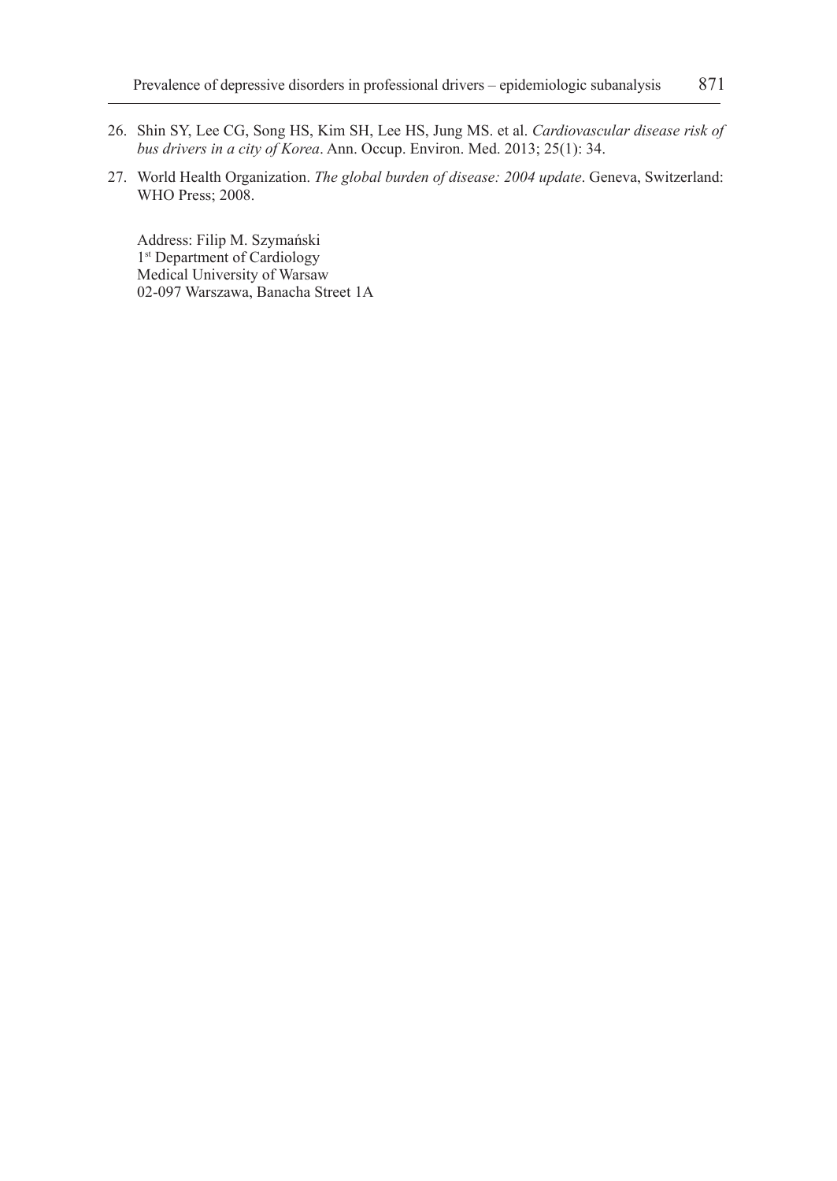26. Shin SY, Lee CG, Song HS, Kim SH, Lee HS, Jung MS. et al. *Cardiovascular disease risk of bus drivers in a city of Korea*. Ann. Occup. Environ. Med. 2013; 25(1): 34.
27. World Health Organization. *The global burden of disease: 2004 update*. Geneva, Switzerland: WHO Press; 2008.

Address: Filip M. Szymański
1st Department of Cardiology
Medical University of Warsaw
02-097 Warszawa, Banacha Street 1A